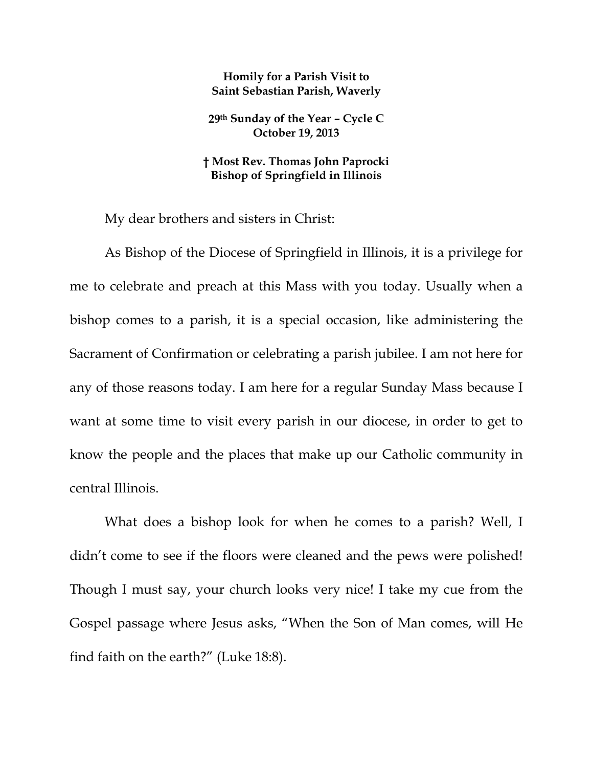**Homily for a Parish Visit to**
**Saint Sebastian Parish, Waverly**

**29th Sunday of the Year – Cycle C**
**October 19, 2013**

**† Most Rev. Thomas John Paprocki**
**Bishop of Springfield in Illinois**

My dear brothers and sisters in Christ:

As Bishop of the Diocese of Springfield in Illinois, it is a privilege for me to celebrate and preach at this Mass with you today. Usually when a bishop comes to a parish, it is a special occasion, like administering the Sacrament of Confirmation or celebrating a parish jubilee. I am not here for any of those reasons today. I am here for a regular Sunday Mass because I want at some time to visit every parish in our diocese, in order to get to know the people and the places that make up our Catholic community in central Illinois.

What does a bishop look for when he comes to a parish? Well, I didn't come to see if the floors were cleaned and the pews were polished! Though I must say, your church looks very nice! I take my cue from the Gospel passage where Jesus asks, "When the Son of Man comes, will He find faith on the earth?" (Luke 18:8).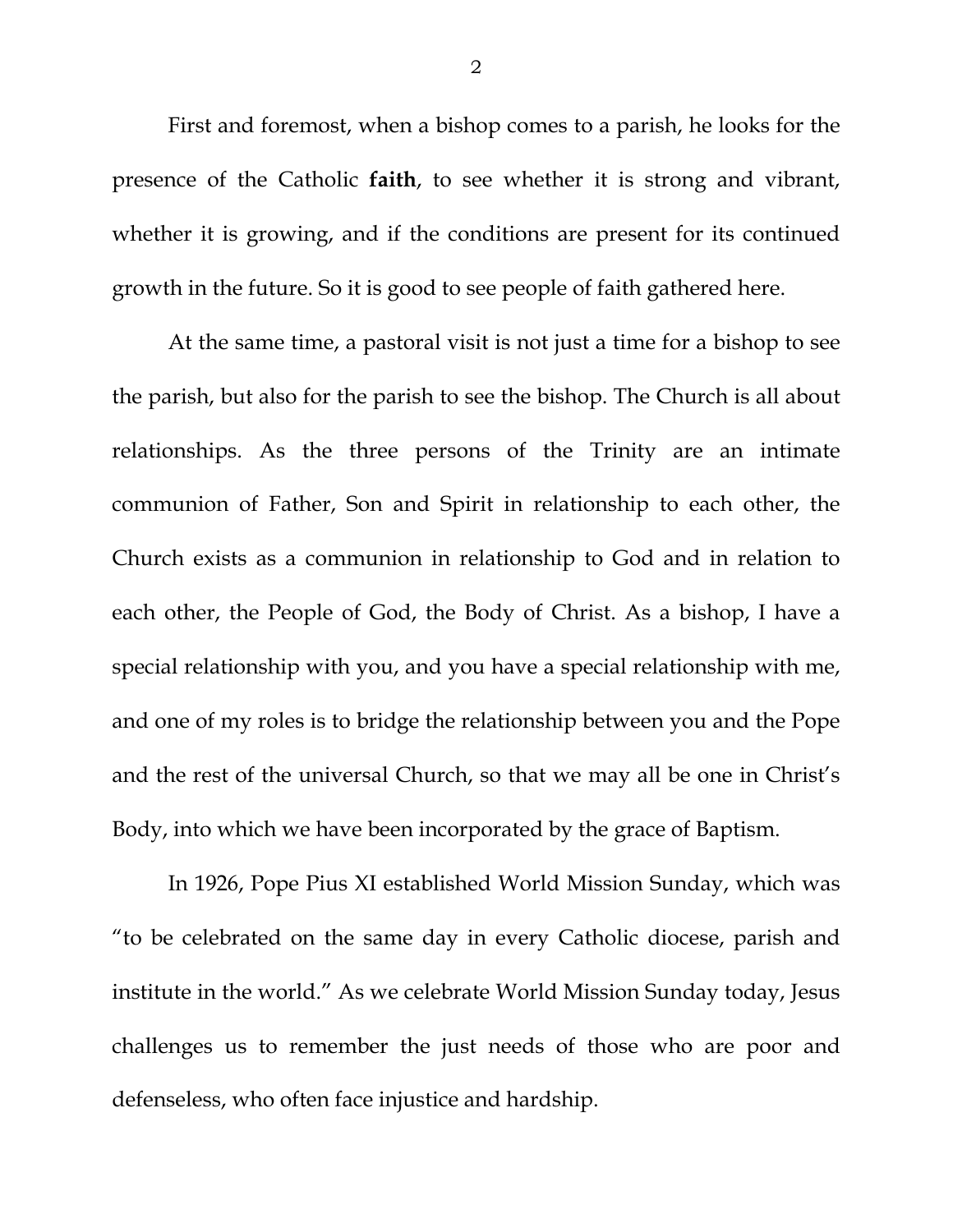First and foremost, when a bishop comes to a parish, he looks for the presence of the Catholic **faith**, to see whether it is strong and vibrant, whether it is growing, and if the conditions are present for its continued growth in the future. So it is good to see people of faith gathered here.

At the same time, a pastoral visit is not just a time for a bishop to see the parish, but also for the parish to see the bishop. The Church is all about relationships. As the three persons of the Trinity are an intimate communion of Father, Son and Spirit in relationship to each other, the Church exists as a communion in relationship to God and in relation to each other, the People of God, the Body of Christ. As a bishop, I have a special relationship with you, and you have a special relationship with me, and one of my roles is to bridge the relationship between you and the Pope and the rest of the universal Church, so that we may all be one in Christ's Body, into which we have been incorporated by the grace of Baptism.

In 1926, Pope Pius XI established World Mission Sunday, which was "to be celebrated on the same day in every Catholic diocese, parish and institute in the world." As we celebrate World Mission Sunday today, Jesus challenges us to remember the just needs of those who are poor and defenseless, who often face injustice and hardship.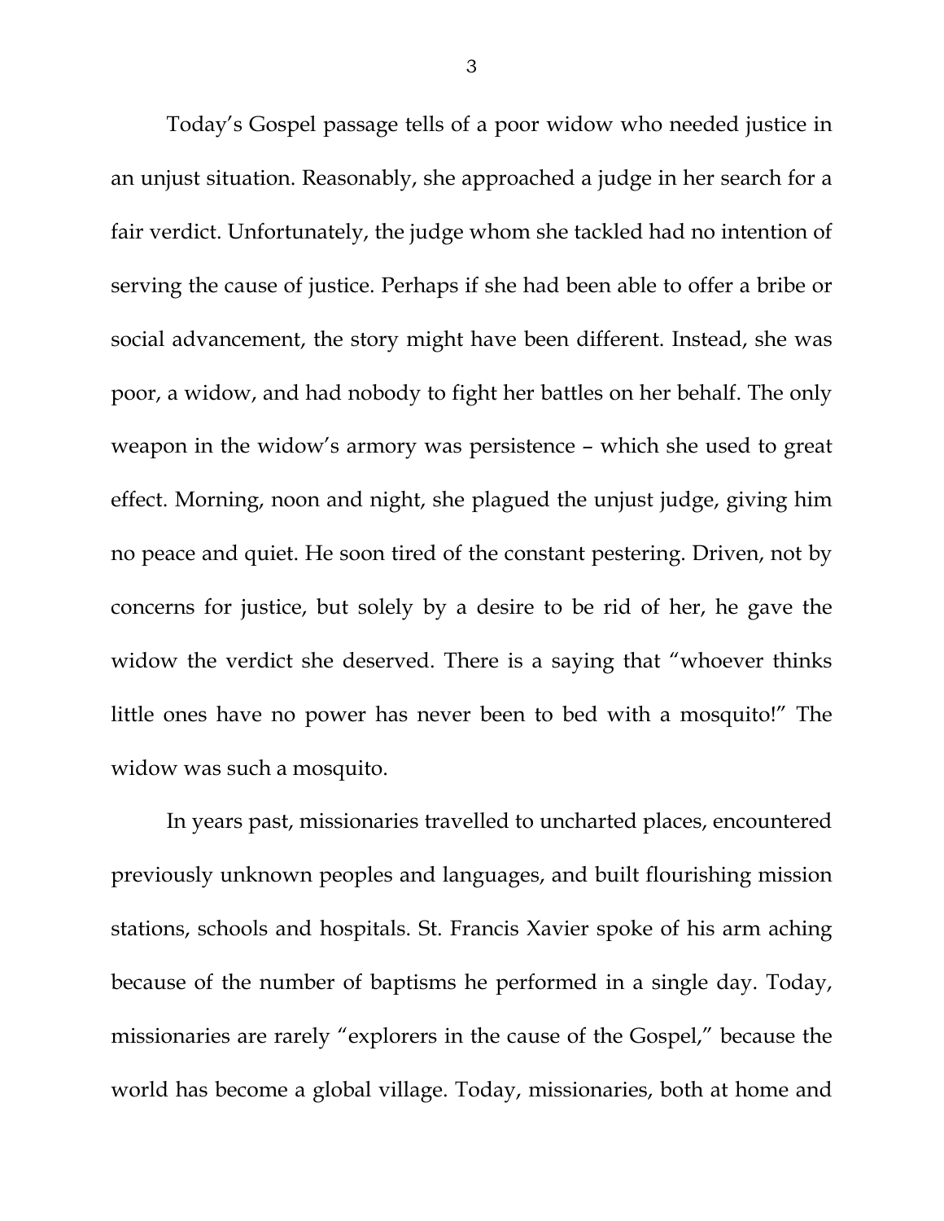Today's Gospel passage tells of a poor widow who needed justice in an unjust situation. Reasonably, she approached a judge in her search for a fair verdict. Unfortunately, the judge whom she tackled had no intention of serving the cause of justice. Perhaps if she had been able to offer a bribe or social advancement, the story might have been different. Instead, she was poor, a widow, and had nobody to fight her battles on her behalf. The only weapon in the widow's armory was persistence – which she used to great effect. Morning, noon and night, she plagued the unjust judge, giving him no peace and quiet. He soon tired of the constant pestering. Driven, not by concerns for justice, but solely by a desire to be rid of her, he gave the widow the verdict she deserved. There is a saying that "whoever thinks little ones have no power has never been to bed with a mosquito!" The widow was such a mosquito.

In years past, missionaries travelled to uncharted places, encountered previously unknown peoples and languages, and built flourishing mission stations, schools and hospitals. St. Francis Xavier spoke of his arm aching because of the number of baptisms he performed in a single day. Today, missionaries are rarely "explorers in the cause of the Gospel," because the world has become a global village. Today, missionaries, both at home and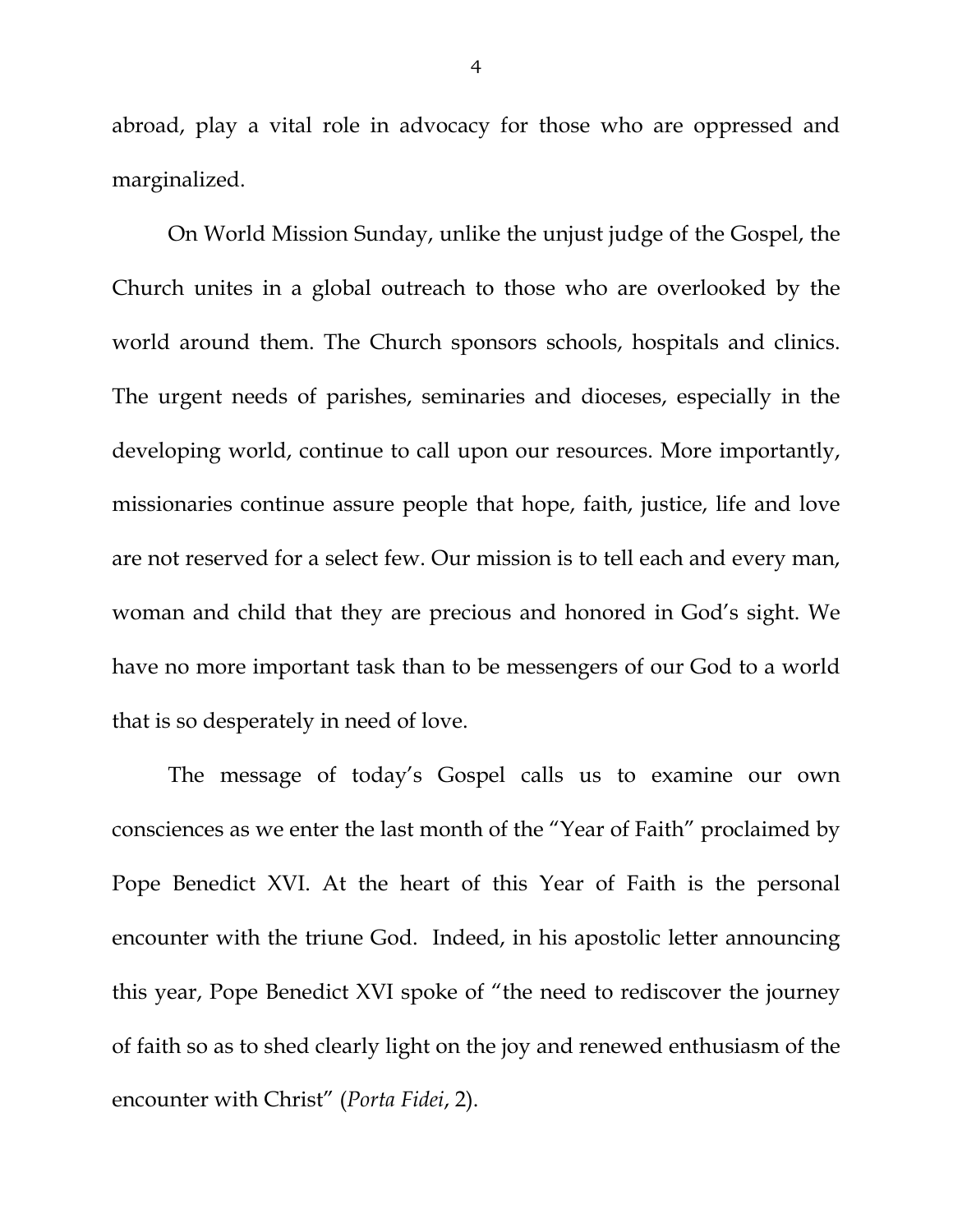abroad, play a vital role in advocacy for those who are oppressed and marginalized.

On World Mission Sunday, unlike the unjust judge of the Gospel, the Church unites in a global outreach to those who are overlooked by the world around them. The Church sponsors schools, hospitals and clinics. The urgent needs of parishes, seminaries and dioceses, especially in the developing world, continue to call upon our resources. More importantly, missionaries continue assure people that hope, faith, justice, life and love are not reserved for a select few. Our mission is to tell each and every man, woman and child that they are precious and honored in God's sight. We have no more important task than to be messengers of our God to a world that is so desperately in need of love.

The message of today's Gospel calls us to examine our own consciences as we enter the last month of the "Year of Faith" proclaimed by Pope Benedict XVI. At the heart of this Year of Faith is the personal encounter with the triune God. Indeed, in his apostolic letter announcing this year, Pope Benedict XVI spoke of "the need to rediscover the journey of faith so as to shed clearly light on the joy and renewed enthusiasm of the encounter with Christ" (*Porta Fidei*, 2).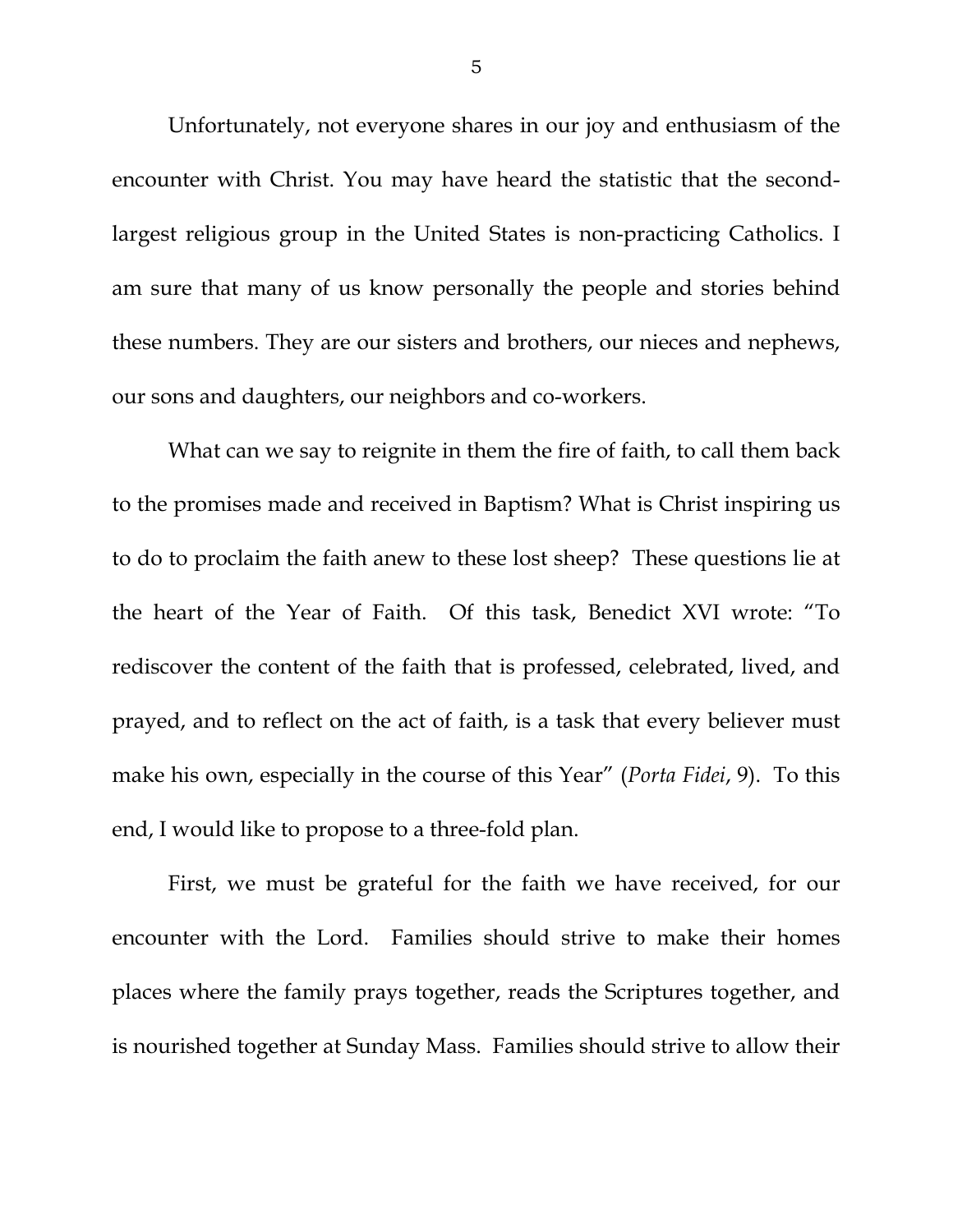Unfortunately, not everyone shares in our joy and enthusiasm of the encounter with Christ. You may have heard the statistic that the second-largest religious group in the United States is non-practicing Catholics. I am sure that many of us know personally the people and stories behind these numbers. They are our sisters and brothers, our nieces and nephews, our sons and daughters, our neighbors and co-workers.

What can we say to reignite in them the fire of faith, to call them back to the promises made and received in Baptism? What is Christ inspiring us to do to proclaim the faith anew to these lost sheep? These questions lie at the heart of the Year of Faith. Of this task, Benedict XVI wrote: "To rediscover the content of the faith that is professed, celebrated, lived, and prayed, and to reflect on the act of faith, is a task that every believer must make his own, especially in the course of this Year" (*Porta Fidei*, 9). To this end, I would like to propose to a three-fold plan.

First, we must be grateful for the faith we have received, for our encounter with the Lord. Families should strive to make their homes places where the family prays together, reads the Scriptures together, and is nourished together at Sunday Mass. Families should strive to allow their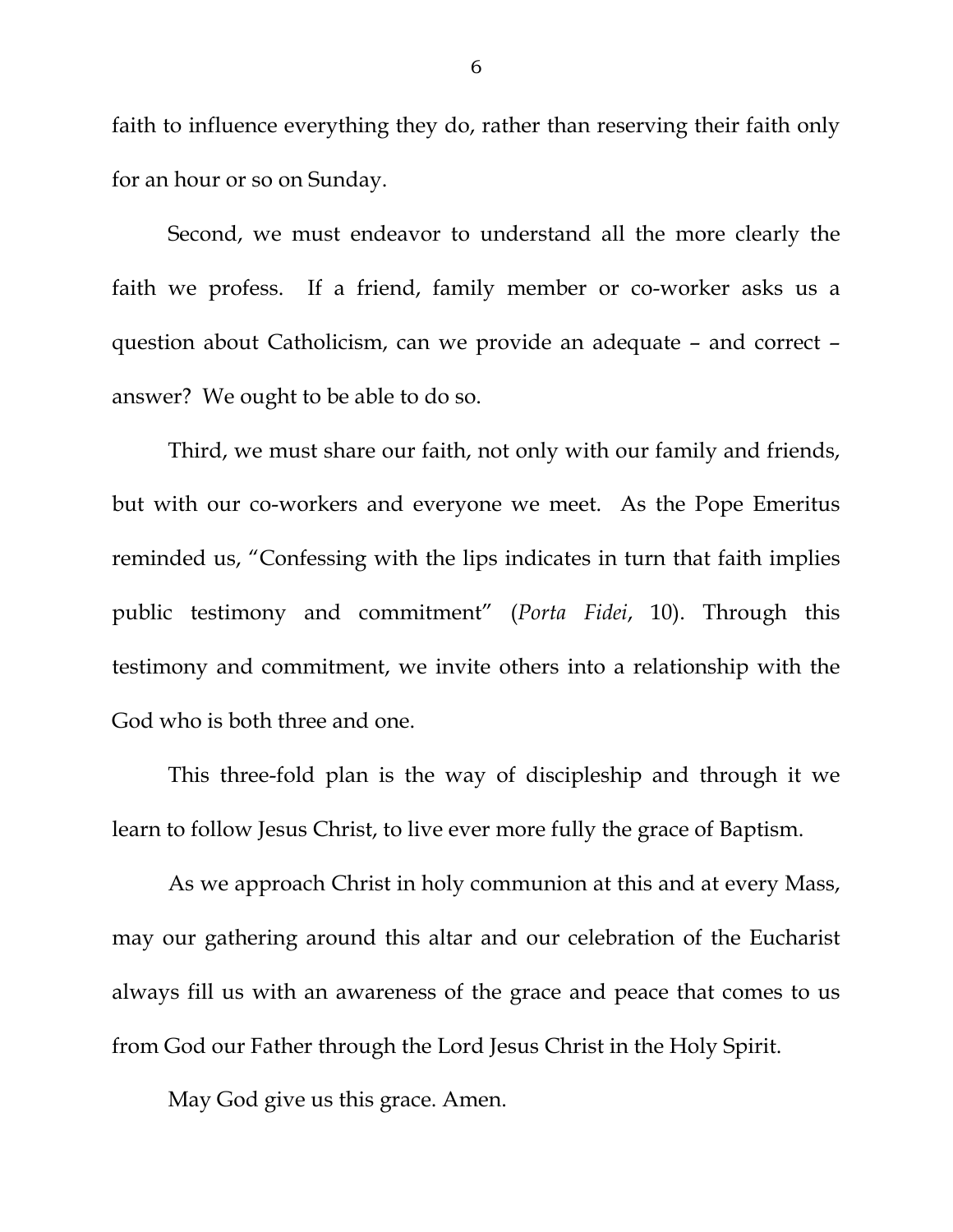faith to influence everything they do, rather than reserving their faith only for an hour or so on Sunday.

Second, we must endeavor to understand all the more clearly the faith we profess. If a friend, family member or co-worker asks us a question about Catholicism, can we provide an adequate – and correct – answer? We ought to be able to do so.

Third, we must share our faith, not only with our family and friends, but with our co-workers and everyone we meet. As the Pope Emeritus reminded us, "Confessing with the lips indicates in turn that faith implies public testimony and commitment" (*Porta Fidei*, 10). Through this testimony and commitment, we invite others into a relationship with the God who is both three and one.

This three-fold plan is the way of discipleship and through it we learn to follow Jesus Christ, to live ever more fully the grace of Baptism.

As we approach Christ in holy communion at this and at every Mass, may our gathering around this altar and our celebration of the Eucharist always fill us with an awareness of the grace and peace that comes to us from God our Father through the Lord Jesus Christ in the Holy Spirit.

May God give us this grace. Amen.